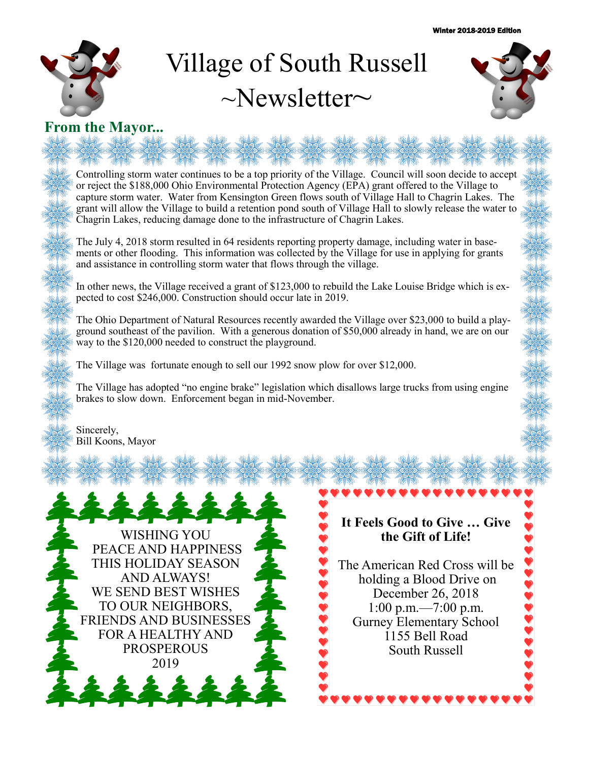Winter 2018-2019 Edition

# Village of South Russell ~Newsletter~

## From the Mayor...

Controlling storm water continues to be a top priority of the Village. Council will soon decide to accept or reject the $188,000 Ohio Environmental Protection Agency (EPA) grant offered to the Village to capture storm water. Water from Kensington Green flows south of Village Hall to Chagrin Lakes. The grant will allow the Village to build a retention pond south of Village Hall to slowly release the water to Chagrin Lakes, reducing damage done to the infrastructure of Chagrin Lakes.

The July 4, 2018 storm resulted in 64 residents reporting property damage, including water in basements or other flooding. This information was collected by the Village for use in applying for grants and assistance in controlling storm water that flows through the village.

In other news, the Village received a grant of $123,000 to rebuild the Lake Louise Bridge which is expected to cost $246,000. Construction should occur late in 2019.

The Ohio Department of Natural Resources recently awarded the Village over $23,000 to build a playground southeast of the pavilion. With a generous donation of $50,000 already in hand, we are on our way to the $120,000 needed to construct the playground.

The Village was fortunate enough to sell our 1992 snow plow for over $12,000.

The Village has adopted "no engine brake" legislation which disallows large trucks from using engine brakes to slow down. Enforcement began in mid-November.

Sincerely,
Bill Koons, Mayor

WISHING YOU PEACE AND HAPPINESS THIS HOLIDAY SEASON AND ALWAYS! WE SEND BEST WISHES TO OUR NEIGHBORS, FRIENDS AND BUSINESSES FOR A HEALTHY AND PROSPEROUS 2019

**It Feels Good to Give … Give the Gift of Life!**

The American Red Cross will be holding a Blood Drive on
December 26, 2018
1:00 p.m.—7:00 p.m.
Gurney Elementary School
1155 Bell Road
South Russell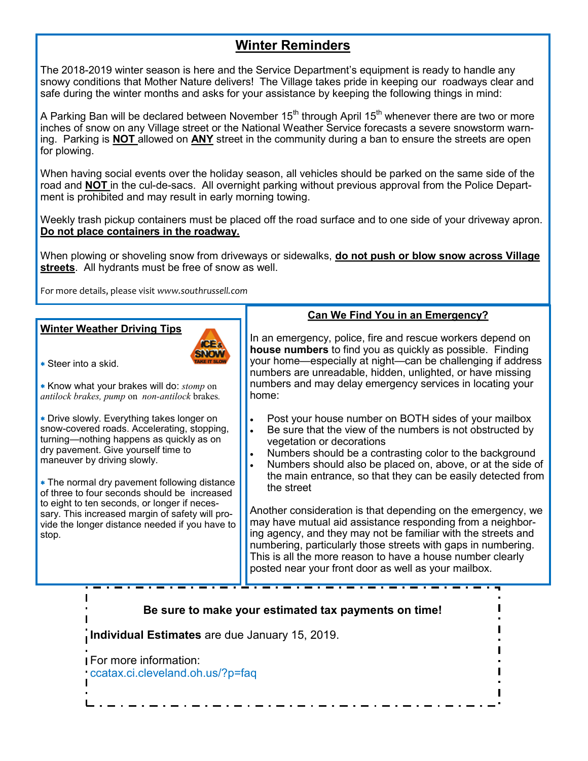## Winter Reminders

The 2018-2019 winter season is here and the Service Department's equipment is ready to handle any snowy conditions that Mother Nature delivers! The Village takes pride in keeping our roadways clear and safe during the winter months and asks for your assistance by keeping the following things in mind:

A Parking Ban will be declared between November 15th through April 15th whenever there are two or more inches of snow on any Village street or the National Weather Service forecasts a severe snowstorm warning. Parking is **NOT** allowed on **ANY** street in the community during a ban to ensure the streets are open for plowing.

When having social events over the holiday season, all vehicles should be parked on the same side of the road and **NOT** in the cul-de-sacs. All overnight parking without previous approval from the Police Department is prohibited and may result in early morning towing.

Weekly trash pickup containers must be placed off the road surface and to one side of your driveway apron. **Do not place containers in the roadway.**

When plowing or shoveling snow from driveways or sidewalks, **do not push or blow snow across Village streets**. All hydrants must be free of snow as well.

For more details, please visit *www.southrussell.com*

### Winter Weather Driving Tips

- Steer into a skid.
- Know what your brakes will do: *stomp* on *antilock brakes, pump* on *non-antilock* brakes.
- Drive slowly. Everything takes longer on snow-covered roads. Accelerating, stopping, turning—nothing happens as quickly as on dry pavement. Give yourself time to maneuver by driving slowly.
- The normal dry pavement following distance of three to four seconds should be increased to eight to ten seconds, or longer if necessary. This increased margin of safety will provide the longer distance needed if you have to stop.

### Can We Find You in an Emergency?

In an emergency, police, fire and rescue workers depend on **house numbers** to find you as quickly as possible. Finding your home—especially at night—can be challenging if address numbers are unreadable, hidden, unlighted, or have missing numbers and may delay emergency services in locating your home:

- Post your house number on BOTH sides of your mailbox
- Be sure that the view of the numbers is not obstructed by vegetation or decorations
- Numbers should be a contrasting color to the background
- Numbers should also be placed on, above, or at the side of the main entrance, so that they can be easily detected from the street

Another consideration is that depending on the emergency, we may have mutual aid assistance responding from a neighboring agency, and they may not be familiar with the streets and numbering, particularly those streets with gaps in numbering. This is all the more reason to have a house number clearly posted near your front door as well as your mailbox.

**Be sure to make your estimated tax payments on time!**

**Individual Estimates** are due January 15, 2019.

For more information:
ccatax.ci.cleveland.oh.us/?p=faq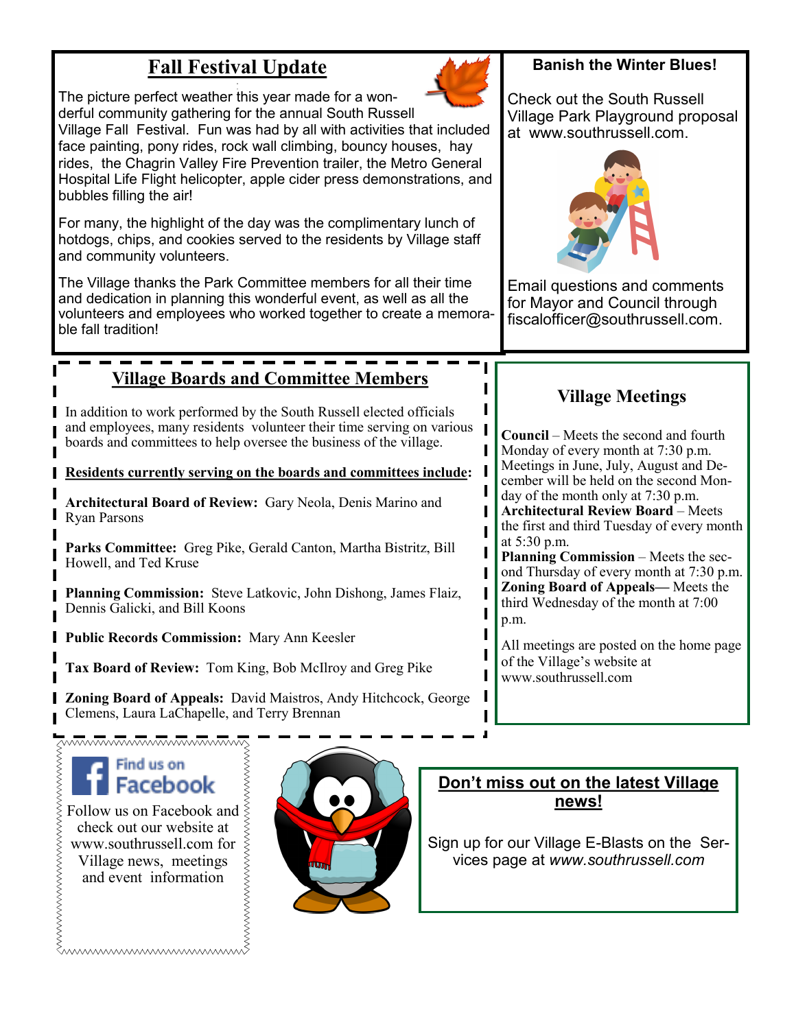## Fall Festival Update

The picture perfect weather this year made for a wonderful community gathering for the annual South Russell Village Fall Festival. Fun was had by all with activities that included face painting, pony rides, rock wall climbing, bouncy houses, hay rides, the Chagrin Valley Fire Prevention trailer, the Metro General Hospital Life Flight helicopter, apple cider press demonstrations, and bubbles filling the air!

For many, the highlight of the day was the complimentary lunch of hotdogs, chips, and cookies served to the residents by Village staff and community volunteers.

The Village thanks the Park Committee members for all their time and dedication in planning this wonderful event, as well as all the volunteers and employees who worked together to create a memorable fall tradition!

**Banish the Winter Blues!**

Check out the South Russell Village Park Playground proposal at www.southrussell.com.

Email questions and comments for Mayor and Council through fiscalofficer@southrussell.com.

## Village Boards and Committee Members

In addition to work performed by the South Russell elected officials and employees, many residents volunteer their time serving on various boards and committees to help oversee the business of the village.

**Residents currently serving on the boards and committees include:**

**Architectural Board of Review:** Gary Neola, Denis Marino and Ryan Parsons

**Parks Committee:** Greg Pike, Gerald Canton, Martha Bistritz, Bill Howell, and Ted Kruse

**Planning Commission:** Steve Latkovic, John Dishong, James Flaiz, Dennis Galicki, and Bill Koons

**Public Records Commission:** Mary Ann Keesler

**Tax Board of Review:** Tom King, Bob McIlroy and Greg Pike

**Zoning Board of Appeals:** David Maistros, Andy Hitchcock, George Clemens, Laura LaChapelle, and Terry Brennan

## Village Meetings

**Council** – Meets the second and fourth Monday of every month at 7:30 p.m. Meetings in June, July, August and December will be held on the second Monday of the month only at 7:30 p.m.
**Architectural Review Board** – Meets the first and third Tuesday of every month at 5:30 p.m.
**Planning Commission** – Meets the second Thursday of every month at 7:30 p.m.
**Zoning Board of Appeals**— Meets the third Wednesday of the month at 7:00 p.m.

All meetings are posted on the home page of the Village's website at www.southrussell.com

Find us on Facebook

Follow us on Facebook and check out our website at www.southrussell.com for Village news, meetings and event information

**Don't miss out on the latest Village news!**

Sign up for our Village E-Blasts on the Services page at *www.southrussell.com*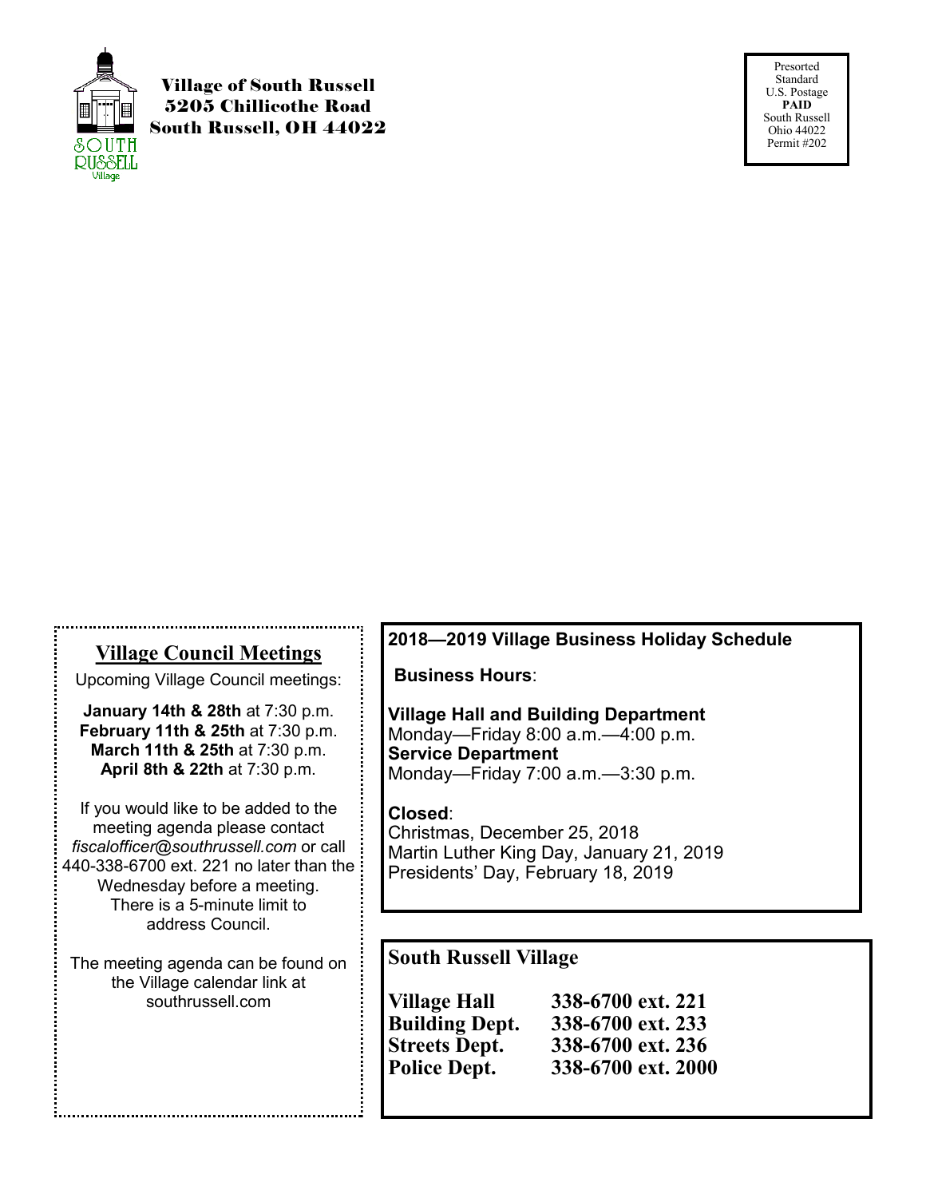Village of South Russell
5205 Chillicothe Road
South Russell, OH 44022

Presorted
Standard
U.S. Postage
**PAID**
South Russell
Ohio 44022
Permit #202

## Village Council Meetings

Upcoming Village Council meetings:

**January 14th & 28th** at 7:30 p.m.
**February 11th & 25th** at 7:30 p.m.
**March 11th & 25th** at 7:30 p.m.
**April 8th & 22th** at 7:30 p.m.

If you would like to be added to the meeting agenda please contact *fiscalofficer@southrussell.com* or call 440-338-6700 ext. 221 no later than the Wednesday before a meeting. There is a 5-minute limit to address Council.

The meeting agenda can be found on the Village calendar link at southrussell.com

**2018—2019 Village Business Holiday Schedule**

**Business Hours**:

**Village Hall and Building Department**
Monday—Friday 8:00 a.m.—4:00 p.m.
**Service Department**
Monday—Friday 7:00 a.m.—3:30 p.m.

**Closed**:
Christmas, December 25, 2018
Martin Luther King Day, January 21, 2019
Presidents' Day, February 18, 2019

**South Russell Village**

| | |
|---|---|
| **Village Hall** | **338-6700 ext. 221** |
| **Building Dept.** | **338-6700 ext. 233** |
| **Streets Dept.** | **338-6700 ext. 236** |
| **Police Dept.** | **338-6700 ext. 2000** |